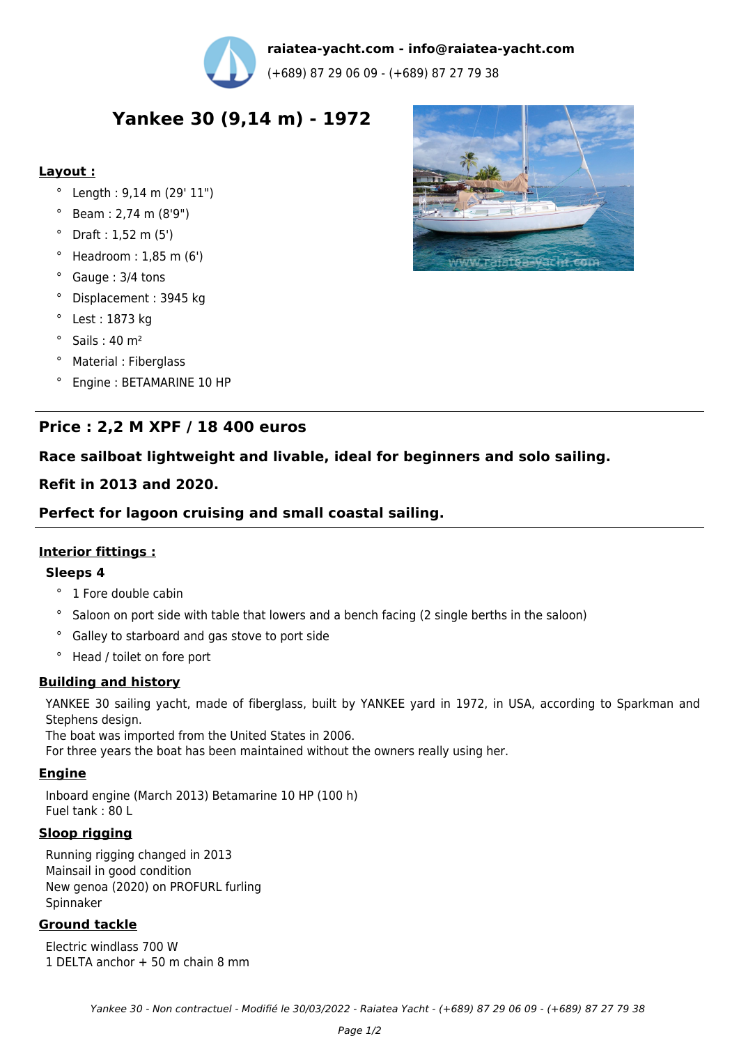raiatea-yacht.com - info@raiatea-yacht.com

(+689) 87 29 06 09 - (+689) 87 27 79 38

# Yankee 30 (9,14 m) - 1972

**Layout :**

- Length : 9,14 m (29' 11")
- Beam : 2,74 m (8'9")
- Draft : 1,52 m (5')
- Headroom : 1,85 m (6')
- Gauge : 3/4 tons
- Displacement : 3945 kg
- Lest : 1873 kg
- Sails : 40 m²
- Material : Fiberglass
- Engine : BETAMARINE 10 HP

## Price : 2,2 M XPF / 18 400 euros

**Race sailboat lightweight and livable, ideal for beginners and solo sailing.**

**Refit in 2013 and 2020.**

**Perfect for lagoon cruising and small coastal sailing.**

**Interior fittings :**

**Sleeps 4**

- 1 Fore double cabin
- Saloon on port side with table that lowers and a bench facing (2 single berths in the saloon)
- Galley to starboard and gas stove to port side
- Head / toilet on fore port

**Building and history**

YANKEE 30 sailing yacht, made of fiberglass, built by YANKEE yard in 1972, in USA, according to Sparkman and Stephens design.
The boat was imported from the United States in 2006.
For three years the boat has been maintained without the owners really using her.

**Engine**

Inboard engine (March 2013) Betamarine 10 HP (100 h)
Fuel tank : 80 L

**Sloop rigging**

Running rigging changed in 2013
Mainsail in good condition
New genoa (2020) on PROFURL furling
Spinnaker

**Ground tackle**

Electric windlass 700 W
1 DELTA anchor + 50 m chain 8 mm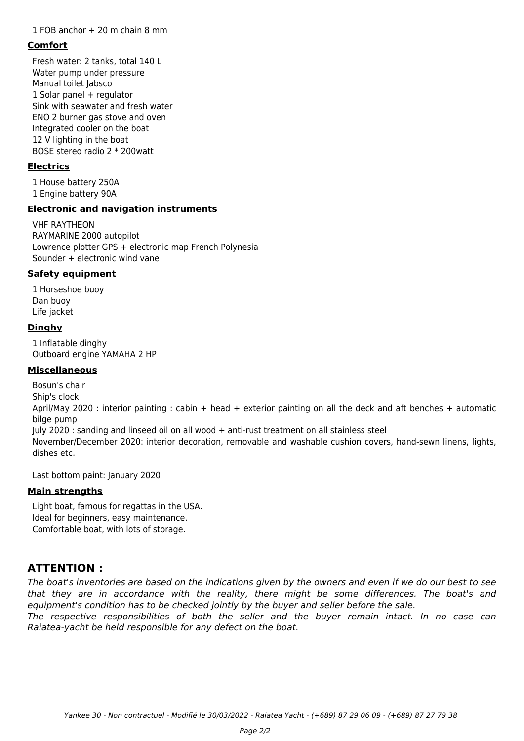1 FOB anchor + 20 m chain 8 mm

**Comfort**

Fresh water: 2 tanks, total 140 L
Water pump under pressure
Manual toilet Jabsco
1 Solar panel + regulator
Sink with seawater and fresh water
ENO 2 burner gas stove and oven
Integrated cooler on the boat
12 V lighting in the boat
BOSE stereo radio 2 * 200watt

**Electrics**

1 House battery 250A
1 Engine battery 90A

**Electronic and navigation instruments**

VHF RAYTHEON
RAYMARINE 2000 autopilot
Lowrence plotter GPS + electronic map French Polynesia
Sounder + electronic wind vane

**Safety equipment**

1 Horseshoe buoy
Dan buoy
Life jacket

**Dinghy**

1 Inflatable dinghy
Outboard engine YAMAHA 2 HP

**Miscellaneous**

Bosun's chair
Ship's clock
April/May 2020 : interior painting : cabin + head + exterior painting on all the deck and aft benches + automatic bilge pump
July 2020 : sanding and linseed oil on all wood + anti-rust treatment on all stainless steel
November/December 2020: interior decoration, removable and washable cushion covers, hand-sewn linens, lights, dishes etc.

Last bottom paint: January 2020

**Main strengths**

Light boat, famous for regattas in the USA.
Ideal for beginners, easy maintenance.
Comfortable boat, with lots of storage.

## ATTENTION :

*The boat's inventories are based on the indications given by the owners and even if we do our best to see that they are in accordance with the reality, there might be some differences. The boat's and equipment's condition has to be checked jointly by the buyer and seller before the sale.*
*The respective responsibilities of both the seller and the buyer remain intact. In no case can Raiatea-yacht be held responsible for any defect on the boat.*